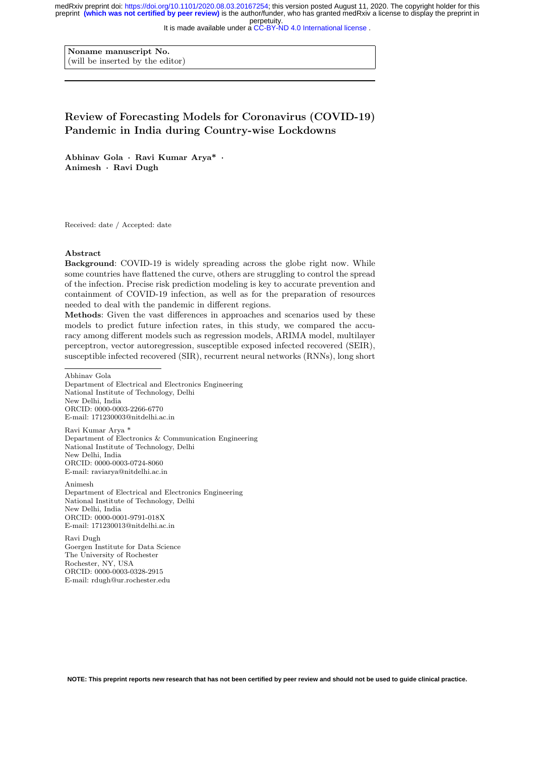Noname manuscript No.
(will be inserted by the editor)

# Review of Forecasting Models for Coronavirus (COVID-19) Pandemic in India during Country-wise Lockdowns

**Abhinav Gola · Ravi Kumar Arya* · Animesh · Ravi Dugh**

Received: date / Accepted: date

**Abstract**

**Background**: COVID-19 is widely spreading across the globe right now. While some countries have flattened the curve, others are struggling to control the spread of the infection. Precise risk prediction modeling is key to accurate prevention and containment of COVID-19 infection, as well as for the preparation of resources needed to deal with the pandemic in different regions.

**Methods**: Given the vast differences in approaches and scenarios used by these models to predict future infection rates, in this study, we compared the accuracy among different models such as regression models, ARIMA model, multilayer perceptron, vector autoregression, susceptible exposed infected recovered (SEIR), susceptible infected recovered (SIR), recurrent neural networks (RNNs), long short

---

Abhinav Gola
Department of Electrical and Electronics Engineering
National Institute of Technology, Delhi
New Delhi, India
ORCID: 0000-0003-2266-6770
E-mail: 171230003@nitdelhi.ac.in

Ravi Kumar Arya *
Department of Electronics & Communication Engineering
National Institute of Technology, Delhi
New Delhi, India
ORCID: 0000-0003-0724-8060
E-mail: raviarya@nitdelhi.ac.in

Animesh
Department of Electrical and Electronics Engineering
National Institute of Technology, Delhi
New Delhi, India
ORCID: 0000-0001-9791-018X
E-mail: 171230013@nitdelhi.ac.in

Ravi Dugh
Goergen Institute for Data Science
The University of Rochester
Rochester, NY, USA
ORCID: 0000-0003-0328-2915
E-mail: rdugh@ur.rochester.edu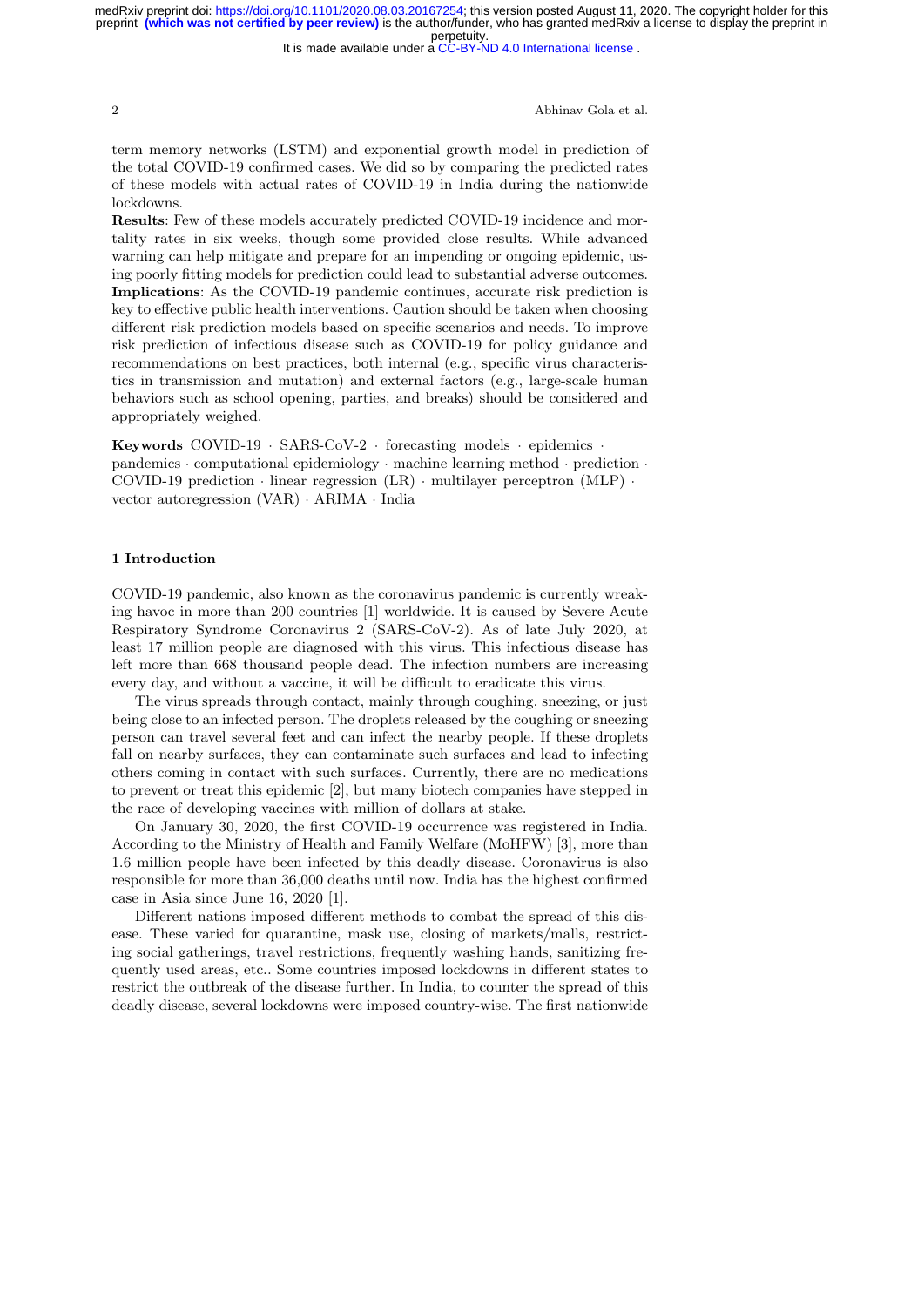term memory networks (LSTM) and exponential growth model in prediction of the total COVID-19 confirmed cases. We did so by comparing the predicted rates of these models with actual rates of COVID-19 in India during the nationwide lockdowns.

**Results**: Few of these models accurately predicted COVID-19 incidence and mortality rates in six weeks, though some provided close results. While advanced warning can help mitigate and prepare for an impending or ongoing epidemic, using poorly fitting models for prediction could lead to substantial adverse outcomes.
**Implications**: As the COVID-19 pandemic continues, accurate risk prediction is key to effective public health interventions. Caution should be taken when choosing different risk prediction models based on specific scenarios and needs. To improve risk prediction of infectious disease such as COVID-19 for policy guidance and recommendations on best practices, both internal (e.g., specific virus characteristics in transmission and mutation) and external factors (e.g., large-scale human behaviors such as school opening, parties, and breaks) should be considered and appropriately weighed.

**Keywords** COVID-19 · SARS-CoV-2 · forecasting models · epidemics · pandemics · computational epidemiology · machine learning method · prediction · COVID-19 prediction · linear regression (LR) · multilayer perceptron (MLP) · vector autoregression (VAR) · ARIMA · India

## 1 Introduction

COVID-19 pandemic, also known as the coronavirus pandemic is currently wreaking havoc in more than 200 countries [1] worldwide. It is caused by Severe Acute Respiratory Syndrome Coronavirus 2 (SARS-CoV-2). As of late July 2020, at least 17 million people are diagnosed with this virus. This infectious disease has left more than 668 thousand people dead. The infection numbers are increasing every day, and without a vaccine, it will be difficult to eradicate this virus.

The virus spreads through contact, mainly through coughing, sneezing, or just being close to an infected person. The droplets released by the coughing or sneezing person can travel several feet and can infect the nearby people. If these droplets fall on nearby surfaces, they can contaminate such surfaces and lead to infecting others coming in contact with such surfaces. Currently, there are no medications to prevent or treat this epidemic [2], but many biotech companies have stepped in the race of developing vaccines with million of dollars at stake.

On January 30, 2020, the first COVID-19 occurrence was registered in India. According to the Ministry of Health and Family Welfare (MoHFW) [3], more than 1.6 million people have been infected by this deadly disease. Coronavirus is also responsible for more than 36,000 deaths until now. India has the highest confirmed case in Asia since June 16, 2020 [1].

Different nations imposed different methods to combat the spread of this disease. These varied for quarantine, mask use, closing of markets/malls, restricting social gatherings, travel restrictions, frequently washing hands, sanitizing frequently used areas, etc.. Some countries imposed lockdowns in different states to restrict the outbreak of the disease further. In India, to counter the spread of this deadly disease, several lockdowns were imposed country-wise. The first nationwide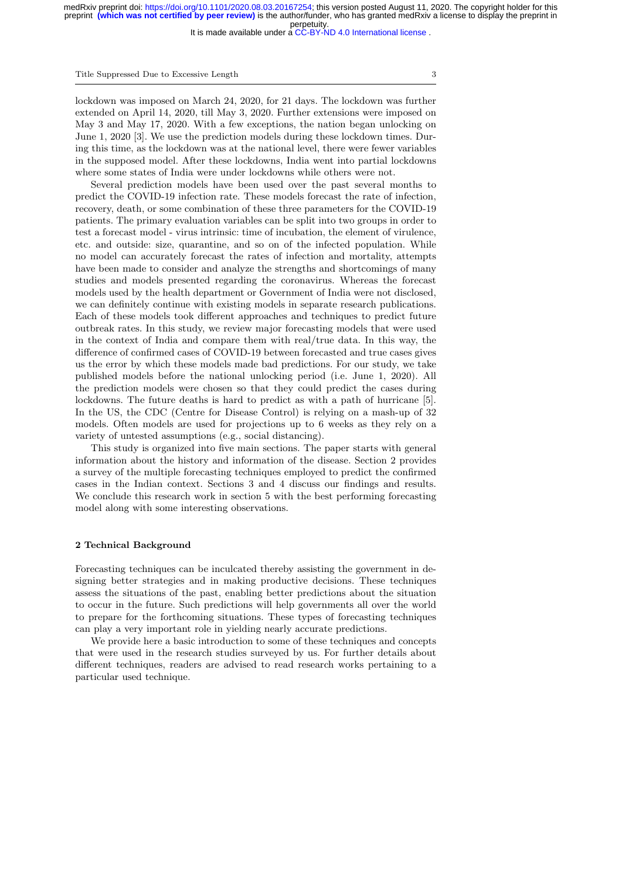lockdown was imposed on March 24, 2020, for 21 days. The lockdown was further extended on April 14, 2020, till May 3, 2020. Further extensions were imposed on May 3 and May 17, 2020. With a few exceptions, the nation began unlocking on June 1, 2020 [3]. We use the prediction models during these lockdown times. During this time, as the lockdown was at the national level, there were fewer variables in the supposed model. After these lockdowns, India went into partial lockdowns where some states of India were under lockdowns while others were not.

Several prediction models have been used over the past several months to predict the COVID-19 infection rate. These models forecast the rate of infection, recovery, death, or some combination of these three parameters for the COVID-19 patients. The primary evaluation variables can be split into two groups in order to test a forecast model - virus intrinsic: time of incubation, the element of virulence, etc. and outside: size, quarantine, and so on of the infected population. While no model can accurately forecast the rates of infection and mortality, attempts have been made to consider and analyze the strengths and shortcomings of many studies and models presented regarding the coronavirus. Whereas the forecast models used by the health department or Government of India were not disclosed, we can definitely continue with existing models in separate research publications. Each of these models took different approaches and techniques to predict future outbreak rates. In this study, we review major forecasting models that were used in the context of India and compare them with real/true data. In this way, the difference of confirmed cases of COVID-19 between forecasted and true cases gives us the error by which these models made bad predictions. For our study, we take published models before the national unlocking period (i.e. June 1, 2020). All the prediction models were chosen so that they could predict the cases during lockdowns. The future deaths is hard to predict as with a path of hurricane [5]. In the US, the CDC (Centre for Disease Control) is relying on a mash-up of 32 models. Often models are used for projections up to 6 weeks as they rely on a variety of untested assumptions (e.g., social distancing).

This study is organized into five main sections. The paper starts with general information about the history and information of the disease. Section 2 provides a survey of the multiple forecasting techniques employed to predict the confirmed cases in the Indian context. Sections 3 and 4 discuss our findings and results. We conclude this research work in section 5 with the best performing forecasting model along with some interesting observations.

## 2 Technical Background

Forecasting techniques can be inculcated thereby assisting the government in designing better strategies and in making productive decisions. These techniques assess the situations of the past, enabling better predictions about the situation to occur in the future. Such predictions will help governments all over the world to prepare for the forthcoming situations. These types of forecasting techniques can play a very important role in yielding nearly accurate predictions.

We provide here a basic introduction to some of these techniques and concepts that were used in the research studies surveyed by us. For further details about different techniques, readers are advised to read research works pertaining to a particular used technique.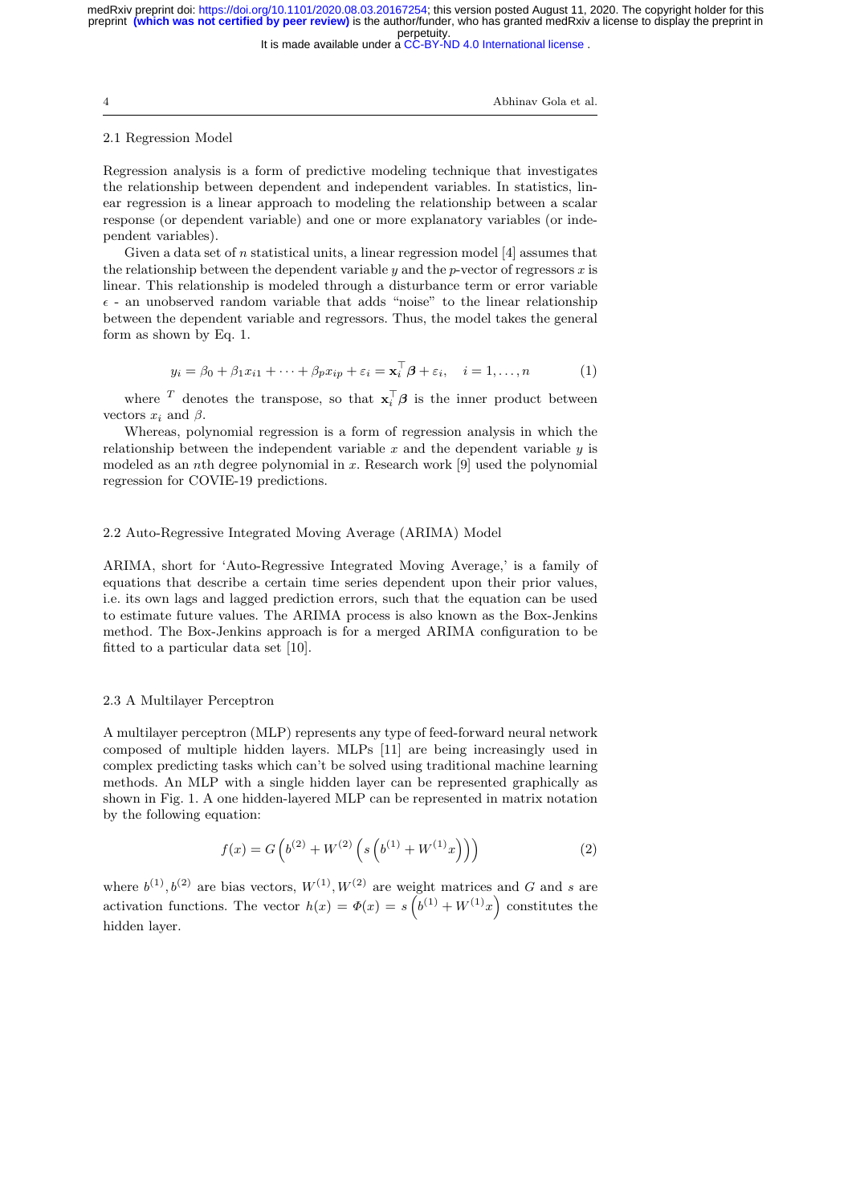### 2.1 Regression Model

Regression analysis is a form of predictive modeling technique that investigates the relationship between dependent and independent variables. In statistics, linear regression is a linear approach to modeling the relationship between a scalar response (or dependent variable) and one or more explanatory variables (or independent variables).

Given a data set of $n$ statistical units, a linear regression model [4] assumes that the relationship between the dependent variable $y$ and the $p$-vector of regressors $x$ is linear. This relationship is modeled through a disturbance term or error variable $\epsilon$ - an unobserved random variable that adds "noise" to the linear relationship between the dependent variable and regressors. Thus, the model takes the general form as shown by Eq. 1.

$$y_i = \beta_0 + \beta_1 x_{i1} + \cdots + \beta_p x_{ip} + \varepsilon_i = \mathbf{x}_i^\top \boldsymbol{\beta} + \varepsilon_i, \quad i = 1, \ldots, n \tag{1}$$

where $^T$ denotes the transpose, so that $\mathbf{x}_i^\top \boldsymbol{\beta}$ is the inner product between vectors $x_i$ and $\beta$.

Whereas, polynomial regression is a form of regression analysis in which the relationship between the independent variable $x$ and the dependent variable $y$ is modeled as an $n$th degree polynomial in $x$. Research work [9] used the polynomial regression for COVIE-19 predictions.

### 2.2 Auto-Regressive Integrated Moving Average (ARIMA) Model

ARIMA, short for 'Auto-Regressive Integrated Moving Average,' is a family of equations that describe a certain time series dependent upon their prior values, i.e. its own lags and lagged prediction errors, such that the equation can be used to estimate future values. The ARIMA process is also known as the Box-Jenkins method. The Box-Jenkins approach is for a merged ARIMA configuration to be fitted to a particular data set [10].

### 2.3 A Multilayer Perceptron

A multilayer perceptron (MLP) represents any type of feed-forward neural network composed of multiple hidden layers. MLPs [11] are being increasingly used in complex predicting tasks which can't be solved using traditional machine learning methods. An MLP with a single hidden layer can be represented graphically as shown in Fig. 1. A one hidden-layered MLP can be represented in matrix notation by the following equation:

$$f(x) = G\left(b^{(2)} + W^{(2)}\left(s\left(b^{(1)} + W^{(1)}x\right)\right)\right) \tag{2}$$

where $b^{(1)}, b^{(2)}$ are bias vectors, $W^{(1)}, W^{(2)}$ are weight matrices and $G$ and $s$ are activation functions. The vector $h(x) = \Phi(x) = s\left(b^{(1)} + W^{(1)}x\right)$ constitutes the hidden layer.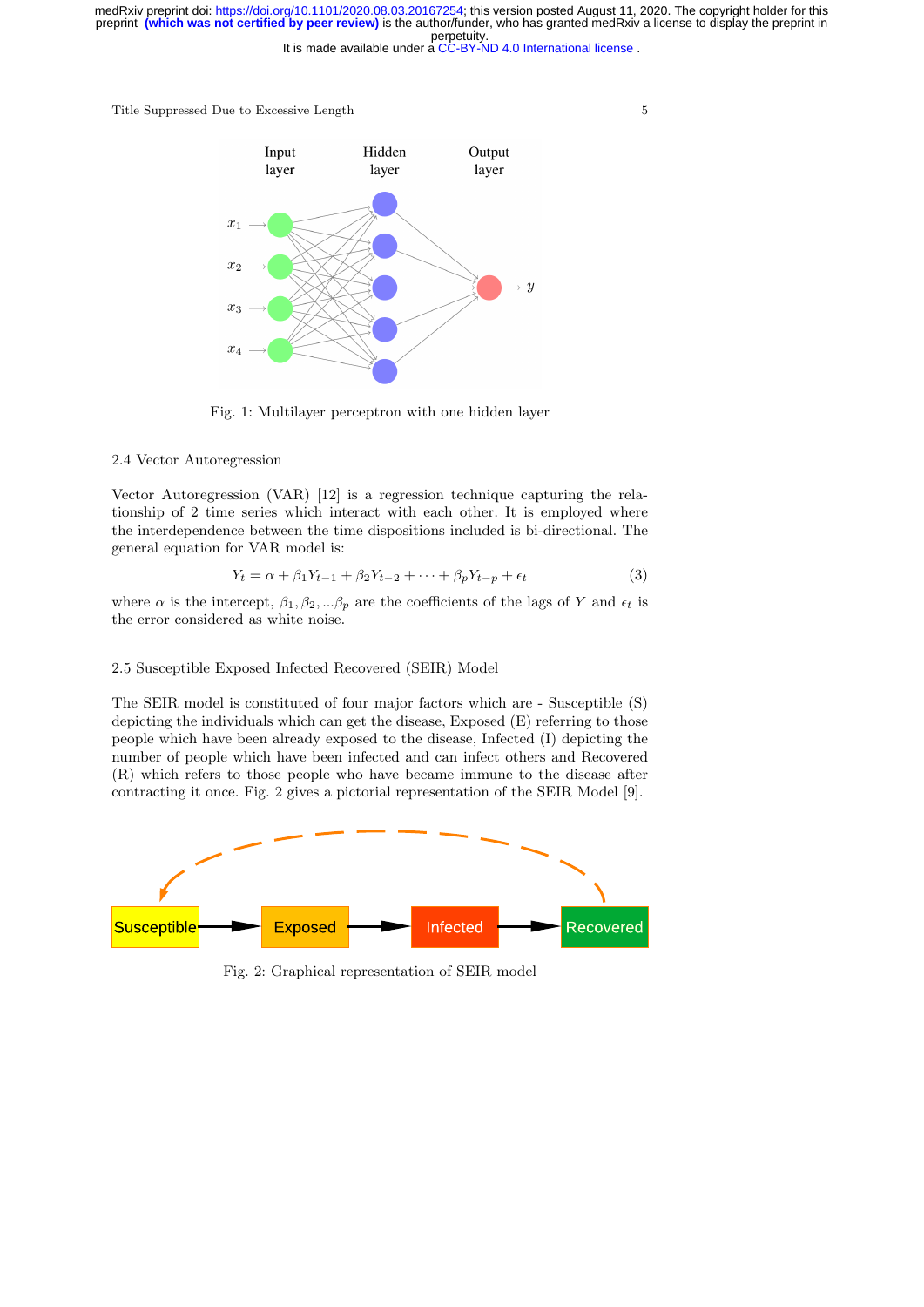Input layer

Hidden layer

Output layer

$x_1$

$x_2$

$x_3$

$x_4$

$y$

Fig. 1: Multilayer perceptron with one hidden layer

### 2.4 Vector Autoregression

Vector Autoregression (VAR) [12] is a regression technique capturing the relationship of 2 time series which interact with each other. It is employed where the interdependence between the time dispositions included is bi-directional. The general equation for VAR model is:

$$Y_t = \alpha + \beta_1 Y_{t-1} + \beta_2 Y_{t-2} + \cdots + \beta_p Y_{t-p} + \epsilon_t \tag{3}$$

where $\alpha$ is the intercept, $\beta_1, \beta_2, ...\beta_p$ are the coefficients of the lags of $Y$ and $\epsilon_t$ is the error considered as white noise.

### 2.5 Susceptible Exposed Infected Recovered (SEIR) Model

The SEIR model is constituted of four major factors which are - Susceptible (S) depicting the individuals which can get the disease, Exposed (E) referring to those people which have been already exposed to the disease, Infected (I) depicting the number of people which have been infected and can infect others and Recovered (R) which refers to those people who have became immune to the disease after contracting it once. Fig. 2 gives a pictorial representation of the SEIR Model [9].

Susceptible

Exposed

Infected

Recovered

Fig. 2: Graphical representation of SEIR model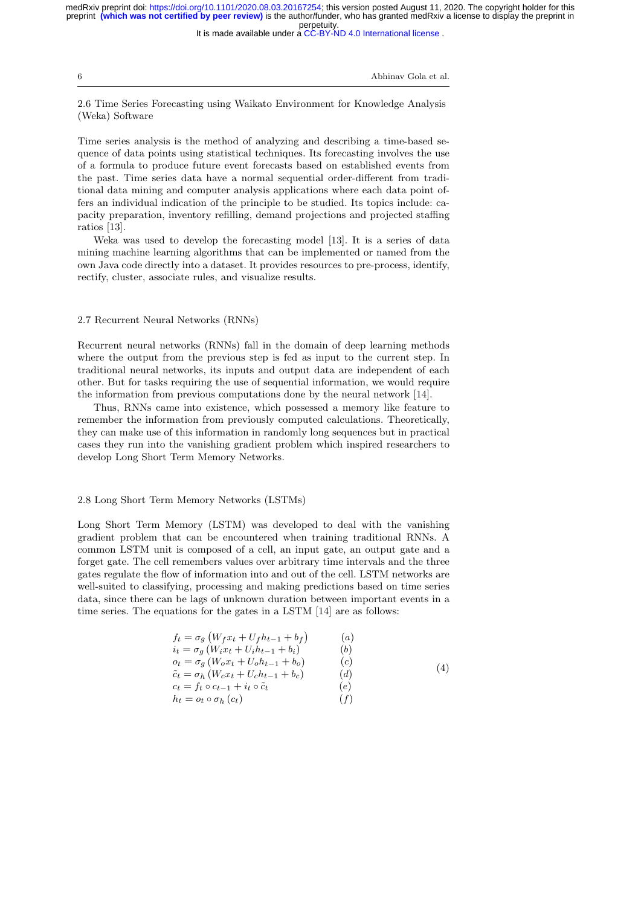## 2.6 Time Series Forecasting using Waikato Environment for Knowledge Analysis (Weka) Software

Time series analysis is the method of analyzing and describing a time-based sequence of data points using statistical techniques. Its forecasting involves the use of a formula to produce future event forecasts based on established events from the past. Time series data have a normal sequential order-different from traditional data mining and computer analysis applications where each data point offers an individual indication of the principle to be studied. Its topics include: capacity preparation, inventory refilling, demand projections and projected staffing ratios [13].

Weka was used to develop the forecasting model [13]. It is a series of data mining machine learning algorithms that can be implemented or named from the own Java code directly into a dataset. It provides resources to pre-process, identify, rectify, cluster, associate rules, and visualize results.

## 2.7 Recurrent Neural Networks (RNNs)

Recurrent neural networks (RNNs) fall in the domain of deep learning methods where the output from the previous step is fed as input to the current step. In traditional neural networks, its inputs and output data are independent of each other. But for tasks requiring the use of sequential information, we would require the information from previous computations done by the neural network [14].

Thus, RNNs came into existence, which possessed a memory like feature to remember the information from previously computed calculations. Theoretically, they can make use of this information in randomly long sequences but in practical cases they run into the vanishing gradient problem which inspired researchers to develop Long Short Term Memory Networks.

## 2.8 Long Short Term Memory Networks (LSTMs)

Long Short Term Memory (LSTM) was developed to deal with the vanishing gradient problem that can be encountered when training traditional RNNs. A common LSTM unit is composed of a cell, an input gate, an output gate and a forget gate. The cell remembers values over arbitrary time intervals and the three gates regulate the flow of information into and out of the cell. LSTM networks are well-suited to classifying, processing and making predictions based on time series data, since there can be lags of unknown duration between important events in a time series. The equations for the gates in a LSTM [14] are as follows:

$$
\begin{aligned}
f_t &= \sigma_g\left(W_f x_t + U_f h_{t-1} + b_f\right) && (a)\\
i_t &= \sigma_g\left(W_i x_t + U_i h_{t-1} + b_i\right) && (b)\\
o_t &= \sigma_g\left(W_o x_t + U_o h_{t-1} + b_o\right) && (c)\\
\tilde{c}_t &= \sigma_h\left(W_c x_t + U_c h_{t-1} + b_c\right) && (d)\\
c_t &= f_t \circ c_{t-1} + i_t \circ \tilde{c}_t && (e)\\
h_t &= o_t \circ \sigma_h\left(c_t\right) && (f)
\end{aligned}
\tag{4}
$$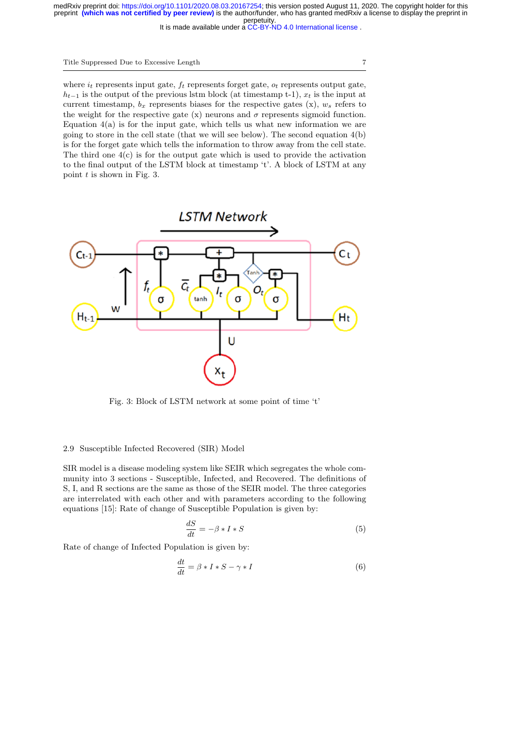where $i_t$ represents input gate, $f_t$ represents forget gate, $o_t$ represents output gate, $h_{t-1}$ is the output of the previous lstm block (at timestamp t-1), $x_t$ is the input at current timestamp, $b_x$ represents biases for the respective gates (x), $w_s$ refers to the weight for the respective gate (x) neurons and $\sigma$ represents sigmoid function. Equation 4(a) is for the input gate, which tells us what new information we are going to store in the cell state (that we will see below). The second equation 4(b) is for the forget gate which tells the information to throw away from the cell state. The third one 4(c) is for the output gate which is used to provide the activation to the final output of the LSTM block at timestamp 't'. A block of LSTM at any point $t$ is shown in Fig. 3.

LSTM Network

Ct-1

Ct

Ht-1

Ht

Xt

W

U

$f_t$

$\bar{C}_t$

$I_t$

$O_t$

σ

tanh

σ

σ

Tanh

Fig. 3: Block of LSTM network at some point of time 't'

### 2.9 Susceptible Infected Recovered (SIR) Model

SIR model is a disease modeling system like SEIR which segregates the whole community into 3 sections - Susceptible, Infected, and Recovered. The definitions of S, I, and R sections are the same as those of the SEIR model. The three categories are interrelated with each other and with parameters according to the following equations [15]: Rate of change of Susceptible Population is given by:

$$\frac{dS}{dt} = -\beta * I * S \tag{5}$$

Rate of change of Infected Population is given by:

$$\frac{dt}{dt} = \beta * I * S - \gamma * I \tag{6}$$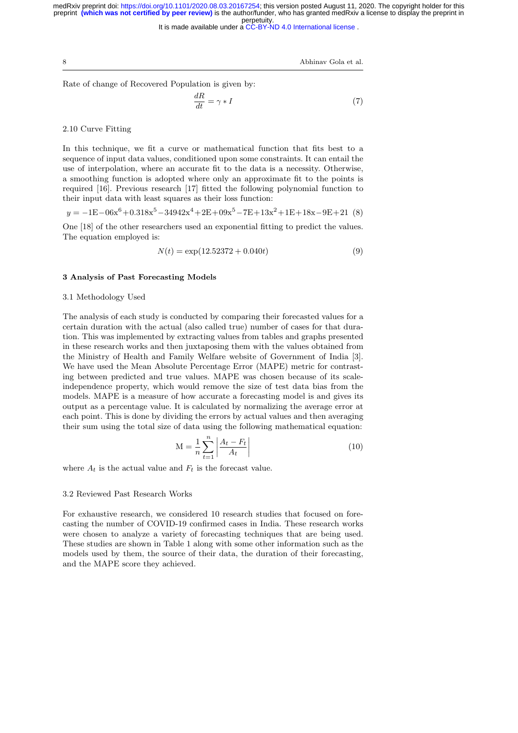Rate of change of Recovered Population is given by:

$$\frac{dR}{dt} = \gamma * I \tag{7}$$

### 2.10 Curve Fitting

In this technique, we fit a curve or mathematical function that fits best to a sequence of input data values, conditioned upon some constraints. It can entail the use of interpolation, where an accurate fit to the data is a necessity. Otherwise, a smoothing function is adopted where only an approximate fit to the points is required [16]. Previous research [17] fitted the following polynomial function to their input data with least squares as their loss function:

$$y = -1\text{E}-06\text{x}^6 + 0.318\text{x}^5 - 34942\text{x}^4 + 2\text{E}+09\text{x}^5 - 7\text{E}+13\text{x}^2 + 1\text{E}+18\text{x} - 9\text{E}+21 \tag{8}$$

One [18] of the other researchers used an exponential fitting to predict the values. The equation employed is:

$$N(t) = \exp(12.52372 + 0.040t) \tag{9}$$

## 3 Analysis of Past Forecasting Models

### 3.1 Methodology Used

The analysis of each study is conducted by comparing their forecasted values for a certain duration with the actual (also called true) number of cases for that duration. This was implemented by extracting values from tables and graphs presented in these research works and then juxtaposing them with the values obtained from the Ministry of Health and Family Welfare website of Government of India [3]. We have used the Mean Absolute Percentage Error (MAPE) metric for contrasting between predicted and true values. MAPE was chosen because of its scale-independence property, which would remove the size of test data bias from the models. MAPE is a measure of how accurate a forecasting model is and gives its output as a percentage value. It is calculated by normalizing the average error at each point. This is done by dividing the errors by actual values and then averaging their sum using the total size of data using the following mathematical equation:

$$\text{M} = \frac{1}{n} \sum_{t=1}^{n} \left| \frac{A_t - F_t}{A_t} \right| \tag{10}$$

where $A_t$ is the actual value and $F_t$ is the forecast value.

### 3.2 Reviewed Past Research Works

For exhaustive research, we considered 10 research studies that focused on forecasting the number of COVID-19 confirmed cases in India. These research works were chosen to analyze a variety of forecasting techniques that are being used. These studies are shown in Table 1 along with some other information such as the models used by them, the source of their data, the duration of their forecasting, and the MAPE score they achieved.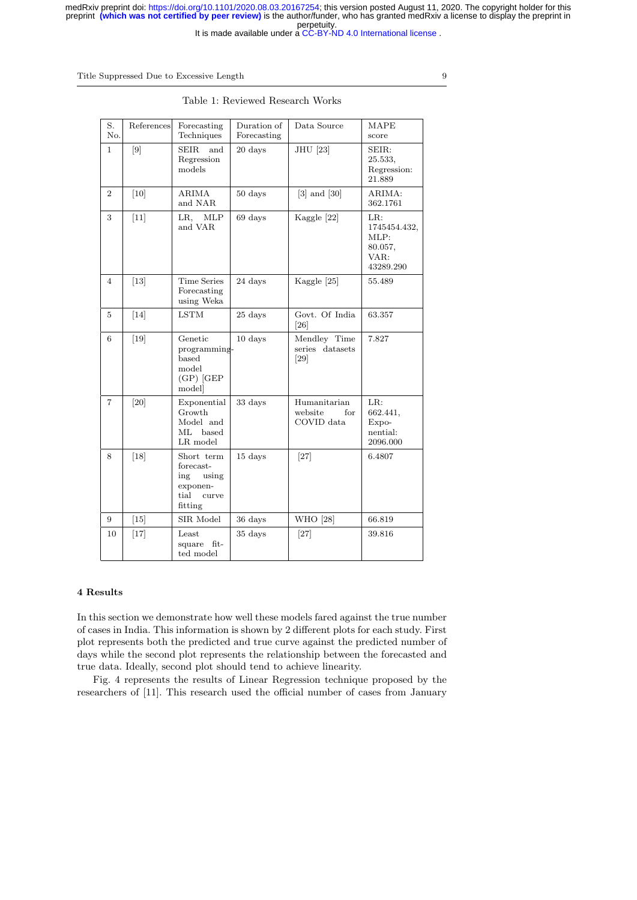Table 1: Reviewed Research Works

| S. No. | References | Forecasting Techniques | Duration of Forecasting | Data Source | MAPE score |
|---|---|---|---|---|---|
| 1 | [9] | SEIR and Regression models | 20 days | JHU [23] | SEIR: 25.533, Regression: 21.889 |
| 2 | [10] | ARIMA and NAR | 50 days | [3] and [30] | ARIMA: 362.1761 |
| 3 | [11] | LR, MLP and VAR | 69 days | Kaggle [22] | LR: 1745454.432, MLP: 80.057, VAR: 43289.290 |
| 4 | [13] | Time Series Forecasting using Weka | 24 days | Kaggle [25] | 55.489 |
| 5 | [14] | LSTM | 25 days | Govt. Of India [26] | 63.357 |
| 6 | [19] | Genetic programming-based model (GP) [GEP model] | 10 days | Mendley Time series datasets [29] | 7.827 |
| 7 | [20] | Exponential Growth Model and ML based LR model | 33 days | Humanitarian website for COVID data | LR: 662.441, Exponential: 2096.000 |
| 8 | [18] | Short term forecasting using exponential curve fitting | 15 days | [27] | 6.4807 |
| 9 | [15] | SIR Model | 36 days | WHO [28] | 66.819 |
| 10 | [17] | Least square fitted model | 35 days | [27] | 39.816 |

## 4 Results

In this section we demonstrate how well these models fared against the true number of cases in India. This information is shown by 2 different plots for each study. First plot represents both the predicted and true curve against the predicted number of days while the second plot represents the relationship between the forecasted and true data. Ideally, second plot should tend to achieve linearity.

Fig. 4 represents the results of Linear Regression technique proposed by the researchers of [11]. This research used the official number of cases from January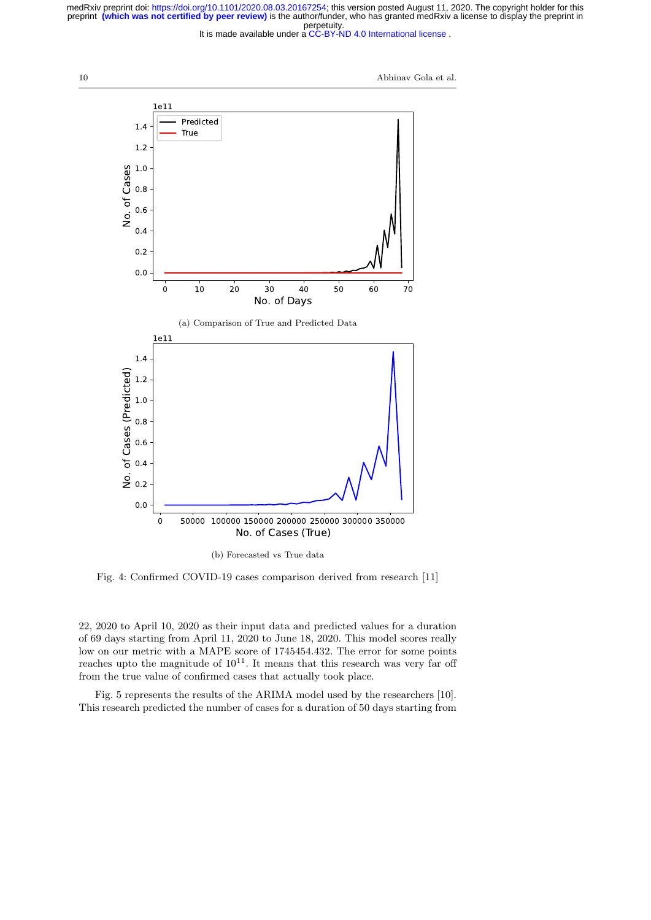1e11

1.4

1.2

1.0

0.8

0.6

0.4

0.2

0.0

0 10 20 30 40 50 60 70

No. of Cases

No. of Days

Predicted

True

(a) Comparison of True and Predicted Data

1e11

1.4

1.2

1.0

0.8

0.6

0.4

0.2

0.0

0 50000 100000 150000 200000 250000 300000 350000

No. of Cases (Predicted)

No. of Cases (True)

(b) Forecasted vs True data

Fig. 4: Confirmed COVID-19 cases comparison derived from research [11]

22, 2020 to April 10, 2020 as their input data and predicted values for a duration of 69 days starting from April 11, 2020 to June 18, 2020. This model scores really low on our metric with a MAPE score of 1745454.432. The error for some points reaches upto the magnitude of $10^{11}$. It means that this research was very far off from the true value of confirmed cases that actually took place.

Fig. 5 represents the results of the ARIMA model used by the researchers [10]. This research predicted the number of cases for a duration of 50 days starting from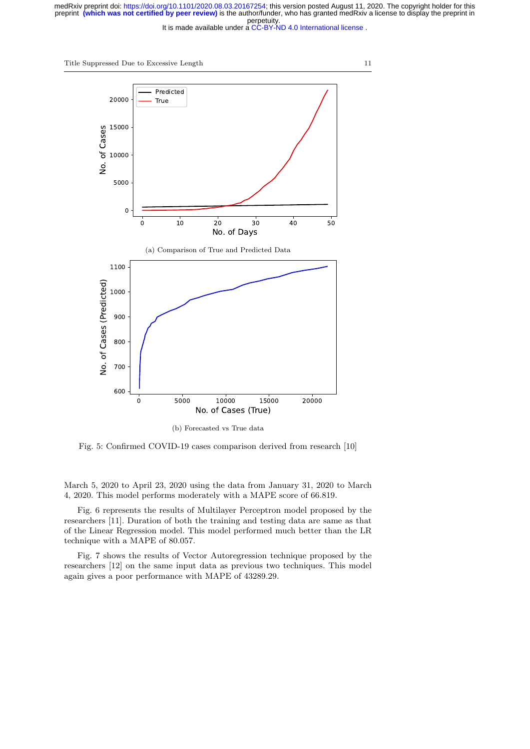Predicted
True

20000
15000
10000
5000
0

No. of Cases

0 10 20 30 40 50

No. of Days

(a) Comparison of True and Predicted Data

1100
1000
900
800
700
600

No. of Cases (Predicted)

0 5000 10000 15000 20000

No. of Cases (True)

(b) Forecasted vs True data

Fig. 5: Confirmed COVID-19 cases comparison derived from research [10]

March 5, 2020 to April 23, 2020 using the data from January 31, 2020 to March 4, 2020. This model performs moderately with a MAPE score of 66.819.

Fig. 6 represents the results of Multilayer Perceptron model proposed by the researchers [11]. Duration of both the training and testing data are same as that of the Linear Regression model. This model performed much better than the LR technique with a MAPE of 80.057.

Fig. 7 shows the results of Vector Autoregression technique proposed by the researchers [12] on the same input data as previous two techniques. This model again gives a poor performance with MAPE of 43289.29.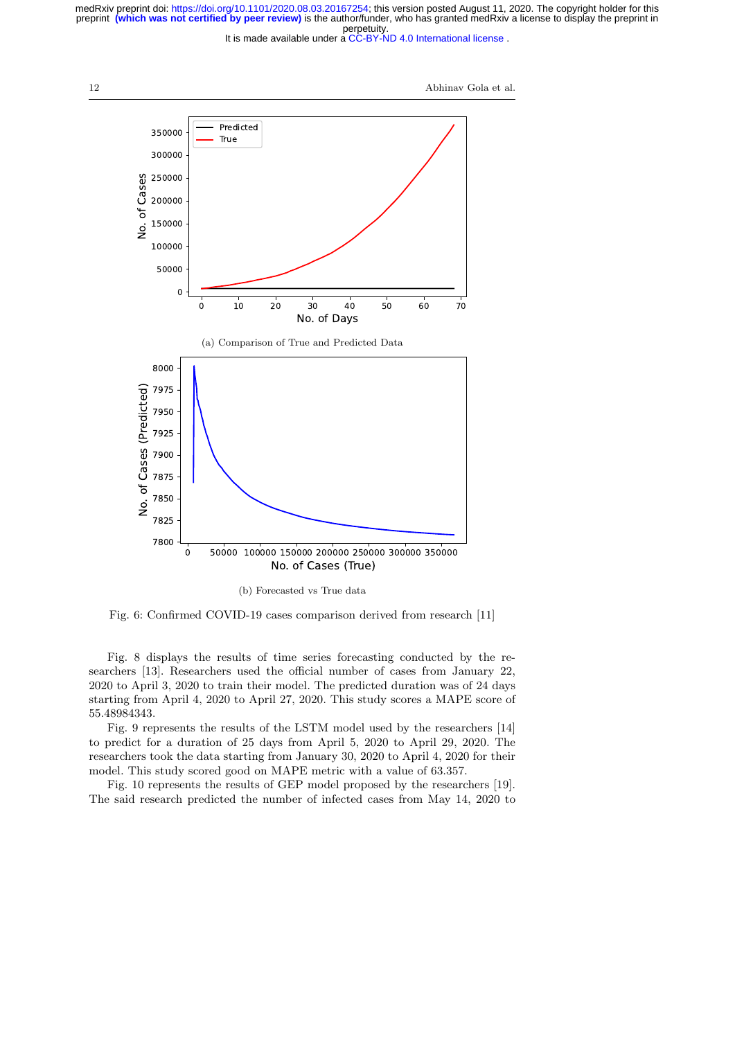medRxiv preprint doi: https://doi.org/10.1101/2020.08.03.20167254; this version posted August 11, 2020. The copyright holder for this preprint (which was not certified by peer review) is the author/funder, who has granted medRxiv a license to display the preprint in perpetuity.
It is made available under a CC-BY-ND 4.0 International license .

Predicted
True
350000
300000
250000
200000
150000
100000
50000
0
No. of Cases
0 10 20 30 40 50 60 70
No. of Days

(a) Comparison of True and Predicted Data

8000
7975
7950
7925
7900
7875
7850
7825
7800
No. of Cases (Predicted)
0 50000 100000 150000 200000 250000 300000 350000
No. of Cases (True)

(b) Forecasted vs True data

Fig. 6: Confirmed COVID-19 cases comparison derived from research [11]

Fig. 8 displays the results of time series forecasting conducted by the researchers [13]. Researchers used the official number of cases from January 22, 2020 to April 3, 2020 to train their model. The predicted duration was of 24 days starting from April 4, 2020 to April 27, 2020. This study scores a MAPE score of 55.48984343.

Fig. 9 represents the results of the LSTM model used by the researchers [14] to predict for a duration of 25 days from April 5, 2020 to April 29, 2020. The researchers took the data starting from January 30, 2020 to April 4, 2020 for their model. This study scored good on MAPE metric with a value of 63.357.

Fig. 10 represents the results of GEP model proposed by the researchers [19]. The said research predicted the number of infected cases from May 14, 2020 to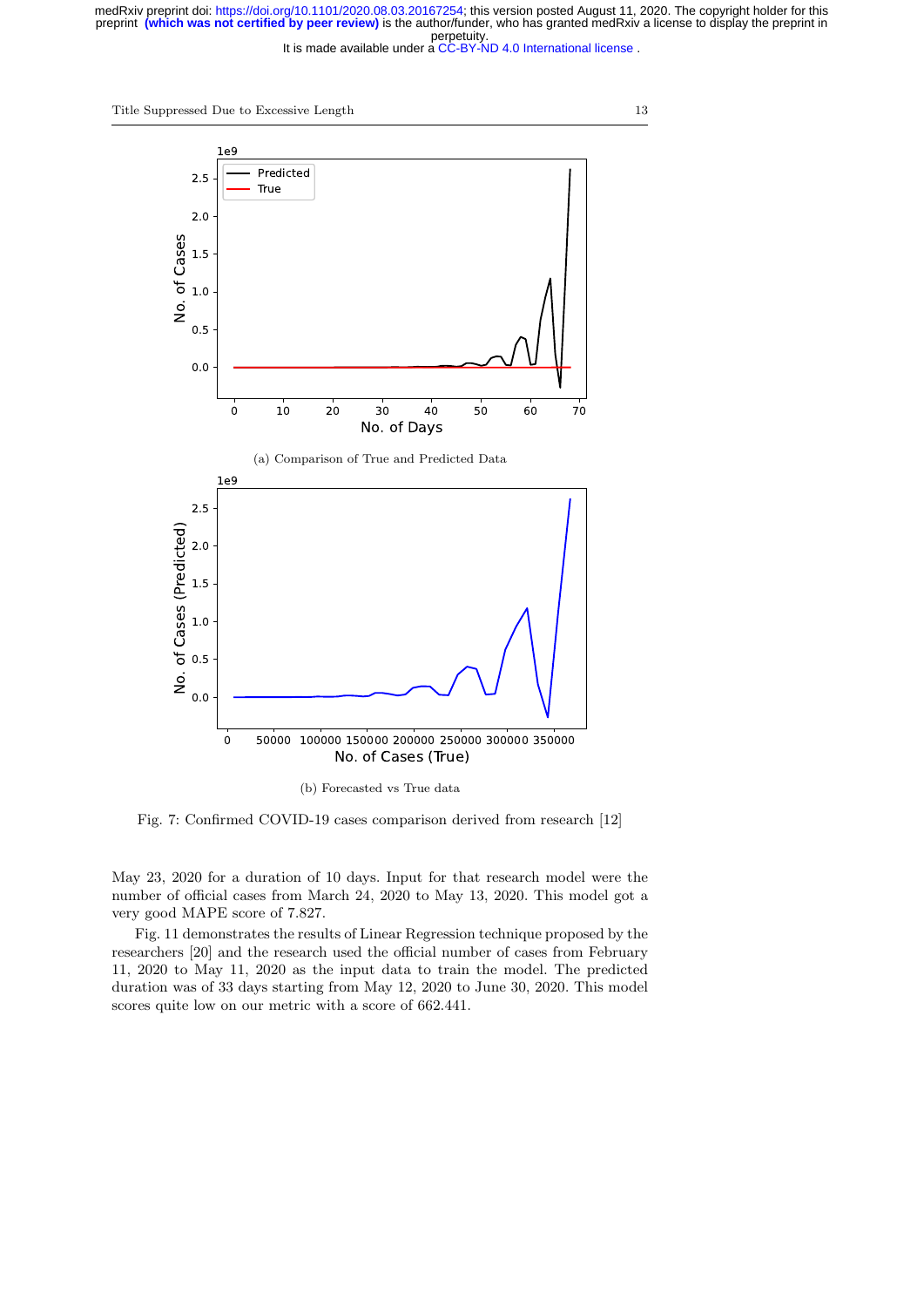1e9

2.5

2.0

1.5

1.0

0.5

0.0

No. of Cases

Predicted

True

0 10 20 30 40 50 60 70

No. of Days

(a) Comparison of True and Predicted Data

1e9

2.5

2.0

1.5

1.0

0.5

0.0

No. of Cases (Predicted)

0 50000 100000 150000 200000 250000 300000 350000

No. of Cases (True)

(b) Forecasted vs True data

Fig. 7: Confirmed COVID-19 cases comparison derived from research [12]

May 23, 2020 for a duration of 10 days. Input for that research model were the number of official cases from March 24, 2020 to May 13, 2020. This model got a very good MAPE score of 7.827.

Fig. 11 demonstrates the results of Linear Regression technique proposed by the researchers [20] and the research used the official number of cases from February 11, 2020 to May 11, 2020 as the input data to train the model. The predicted duration was of 33 days starting from May 12, 2020 to June 30, 2020. This model scores quite low on our metric with a score of 662.441.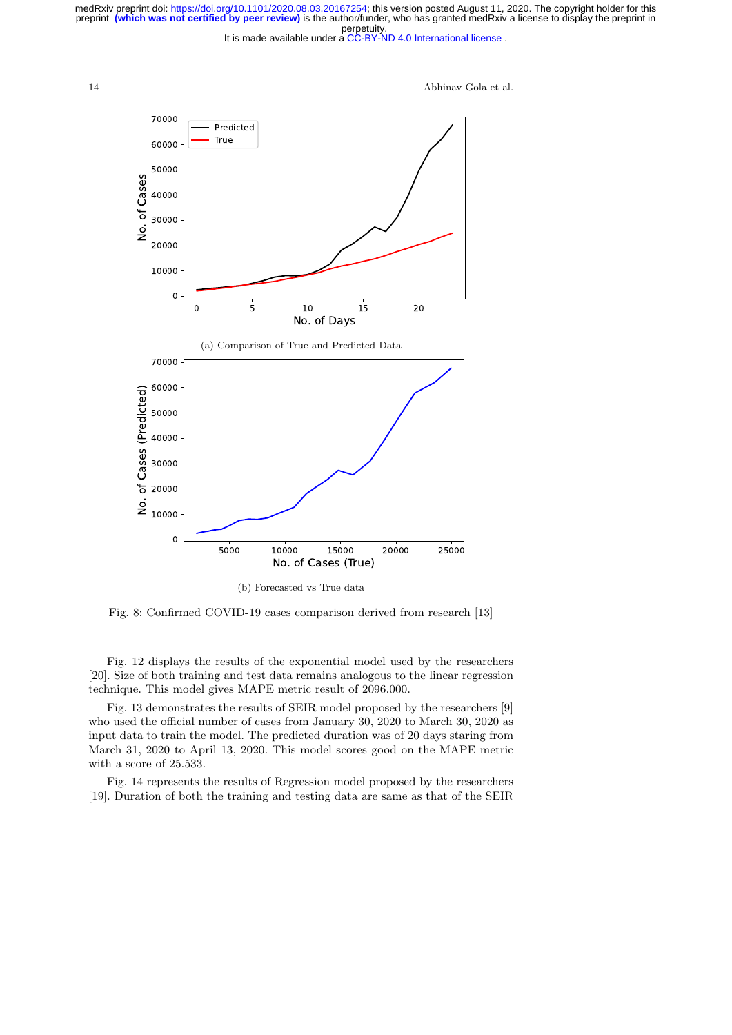70000
60000
50000
40000
30000
20000
10000
0

No. of Cases

Predicted
True

0
5
10
15
20

No. of Days

(a) Comparison of True and Predicted Data

70000
60000
50000
40000
30000
20000
10000
0

No. of Cases (Predicted)

5000
10000
15000
20000
25000

No. of Cases (True)

(b) Forecasted vs True data

Fig. 8: Confirmed COVID-19 cases comparison derived from research [13]

Fig. 12 displays the results of the exponential model used by the researchers [20]. Size of both training and test data remains analogous to the linear regression technique. This model gives MAPE metric result of 2096.000.

Fig. 13 demonstrates the results of SEIR model proposed by the researchers [9] who used the official number of cases from January 30, 2020 to March 30, 2020 as input data to train the model. The predicted duration was of 20 days staring from March 31, 2020 to April 13, 2020. This model scores good on the MAPE metric with a score of 25.533.

Fig. 14 represents the results of Regression model proposed by the researchers [19]. Duration of both the training and testing data are same as that of the SEIR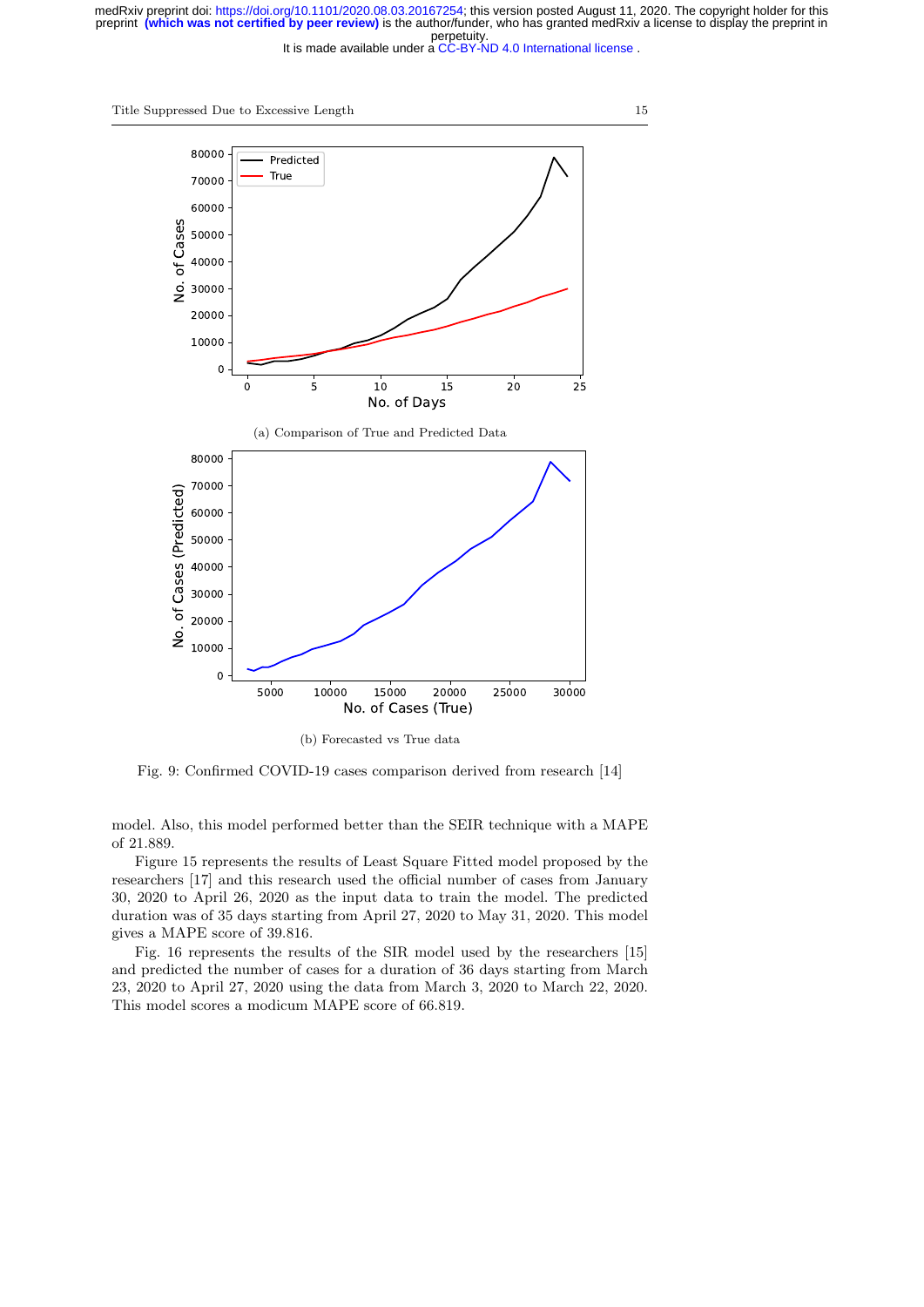80000
70000
60000
50000
40000
30000
20000
10000
0

No. of Cases

0 5 10 15 20 25

No. of Days

Predicted
True

(a) Comparison of True and Predicted Data

80000
70000
60000
50000
40000
30000
20000
10000
0

No. of Cases (Predicted)

5000 10000 15000 20000 25000 30000

No. of Cases (True)

(b) Forecasted vs True data

Fig. 9: Confirmed COVID-19 cases comparison derived from research [14]

model. Also, this model performed better than the SEIR technique with a MAPE of 21.889.

Figure 15 represents the results of Least Square Fitted model proposed by the researchers [17] and this research used the official number of cases from January 30, 2020 to April 26, 2020 as the input data to train the model. The predicted duration was of 35 days starting from April 27, 2020 to May 31, 2020. This model gives a MAPE score of 39.816.

Fig. 16 represents the results of the SIR model used by the researchers [15] and predicted the number of cases for a duration of 36 days starting from March 23, 2020 to April 27, 2020 using the data from March 3, 2020 to March 22, 2020. This model scores a modicum MAPE score of 66.819.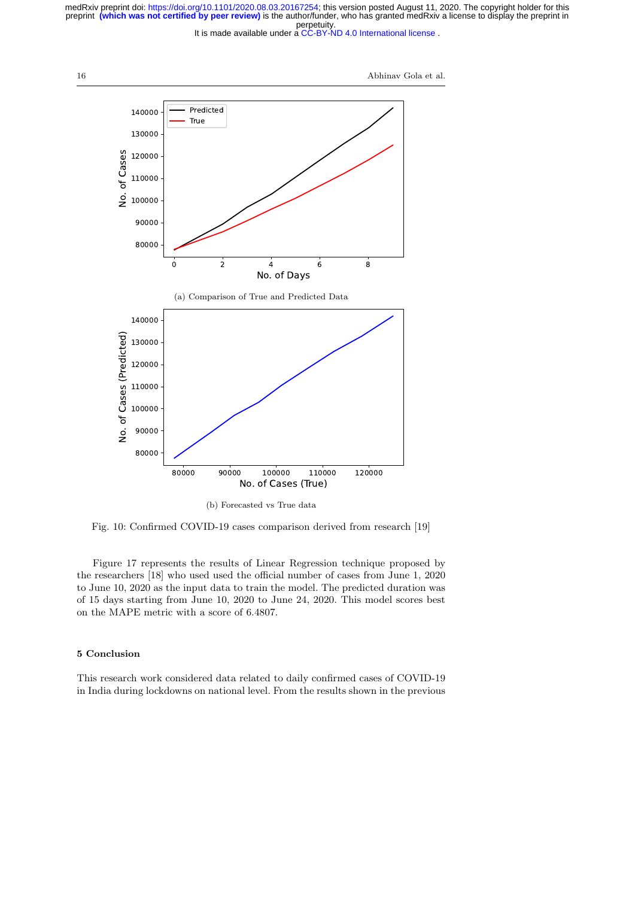medRxiv preprint doi: https://doi.org/10.1101/2020.08.03.20167254; this version posted August 11, 2020. The copyright holder for this preprint (which was not certified by peer review) is the author/funder, who has granted medRxiv a license to display the preprint in perpetuity.
It is made available under a CC-BY-ND 4.0 International license .

Predicted
True
140000
130000
120000
110000
100000
90000
80000
No. of Cases
0
2
4
6
8
No. of Days

(a) Comparison of True and Predicted Data

140000
130000
120000
110000
100000
90000
80000
No. of Cases (Predicted)
80000
90000
100000
110000
120000
No. of Cases (True)

(b) Forecasted vs True data

Fig. 10: Confirmed COVID-19 cases comparison derived from research [19]

Figure 17 represents the results of Linear Regression technique proposed by the researchers [18] who used used the official number of cases from June 1, 2020 to June 10, 2020 as the input data to train the model. The predicted duration was of 15 days starting from June 10, 2020 to June 24, 2020. This model scores best on the MAPE metric with a score of 6.4807.

## 5 Conclusion

This research work considered data related to daily confirmed cases of COVID-19 in India during lockdowns on national level. From the results shown in the previous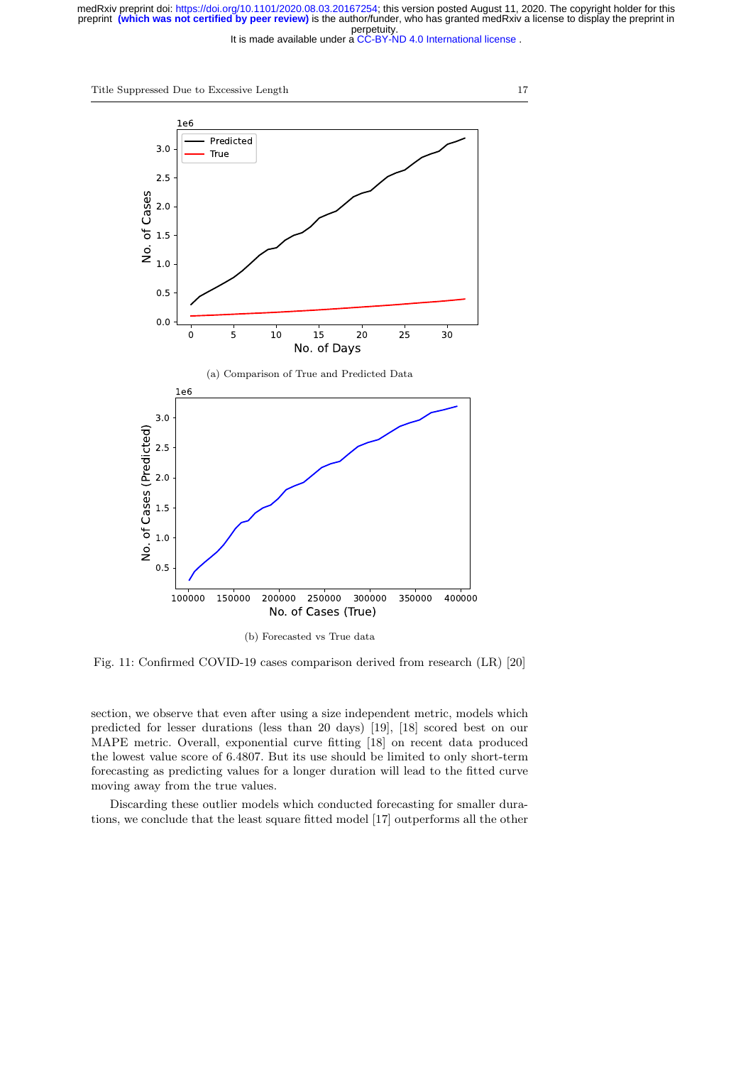1e6

3.0

2.5

2.0

1.5

1.0

0.5

0.0

No. of Cases

Predicted

True

0 5 10 15 20 25 30

No. of Days

(a) Comparison of True and Predicted Data

1e6

3.0

2.5

2.0

1.5

1.0

0.5

No. of Cases (Predicted)

100000 150000 200000 250000 300000 350000 400000

No. of Cases (True)

(b) Forecasted vs True data

Fig. 11: Confirmed COVID-19 cases comparison derived from research (LR) [20]

section, we observe that even after using a size independent metric, models which predicted for lesser durations (less than 20 days) [19], [18] scored best on our MAPE metric. Overall, exponential curve fitting [18] on recent data produced the lowest value score of 6.4807. But its use should be limited to only short-term forecasting as predicting values for a longer duration will lead to the fitted curve moving away from the true values.

Discarding these outlier models which conducted forecasting for smaller durations, we conclude that the least square fitted model [17] outperforms all the other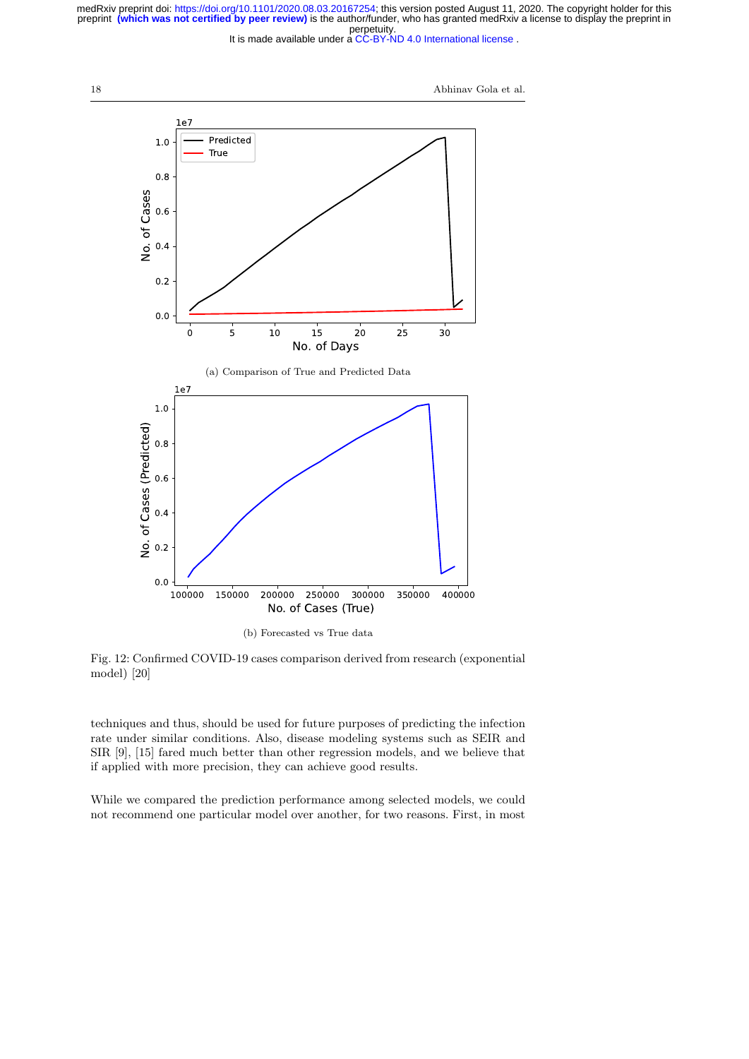(a) Comparison of True and Predicted Data

(b) Forecasted vs True data

Fig. 12: Confirmed COVID-19 cases comparison derived from research (exponential model) [20]

techniques and thus, should be used for future purposes of predicting the infection rate under similar conditions. Also, disease modeling systems such as SEIR and SIR [9], [15] fared much better than other regression models, and we believe that if applied with more precision, they can achieve good results.

While we compared the prediction performance among selected models, we could not recommend one particular model over another, for two reasons. First, in most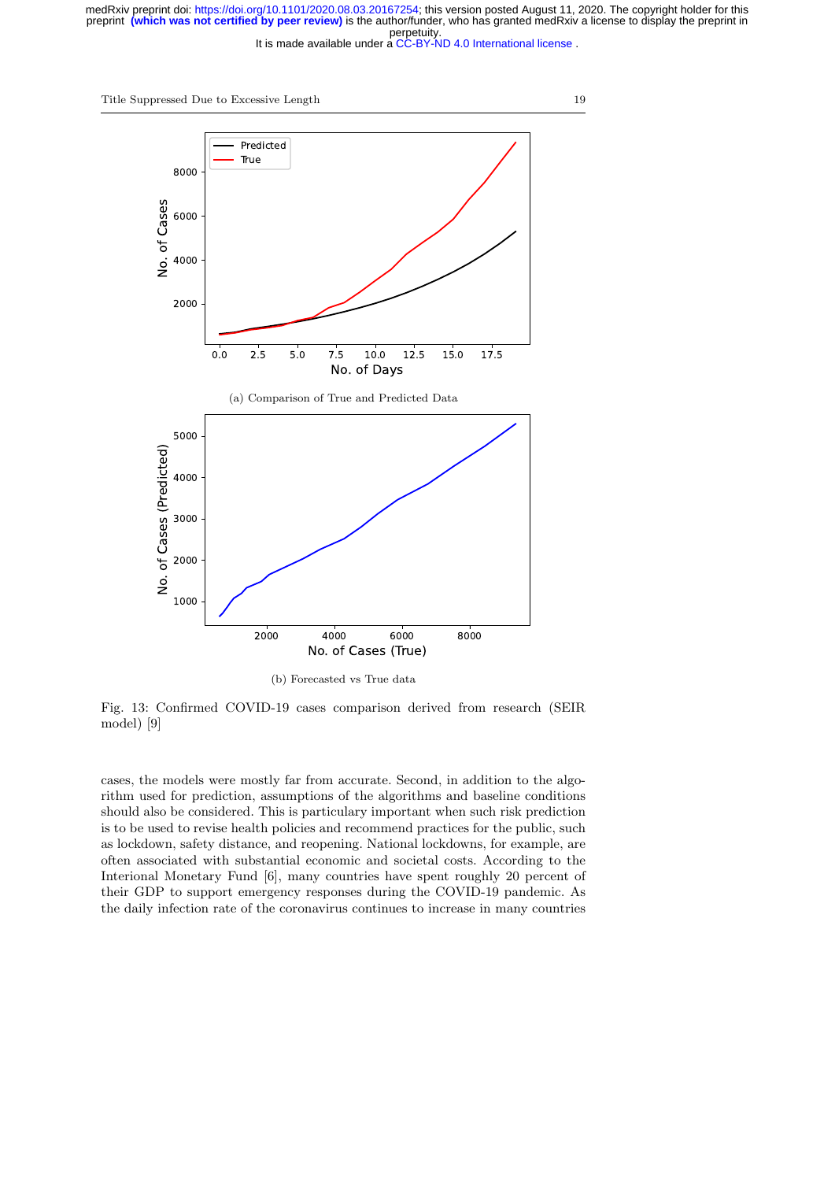Predicted
True

8000
6000
4000
2000

No. of Cases

0.0 2.5 5.0 7.5 10.0 12.5 15.0 17.5

No. of Days

(a) Comparison of True and Predicted Data

5000
4000
3000
2000
1000

No. of Cases (Predicted)

2000 4000 6000 8000

No. of Cases (True)

(b) Forecasted vs True data

Fig. 13: Confirmed COVID-19 cases comparison derived from research (SEIR model) [9]

cases, the models were mostly far from accurate. Second, in addition to the algorithm used for prediction, assumptions of the algorithms and baseline conditions should also be considered. This is particulary important when such risk prediction is to be used to revise health policies and recommend practices for the public, such as lockdown, safety distance, and reopening. National lockdowns, for example, are often associated with substantial economic and societal costs. According to the Interional Monetary Fund [6], many countries have spent roughly 20 percent of their GDP to support emergency responses during the COVID-19 pandemic. As the daily infection rate of the coronavirus continues to increase in many countries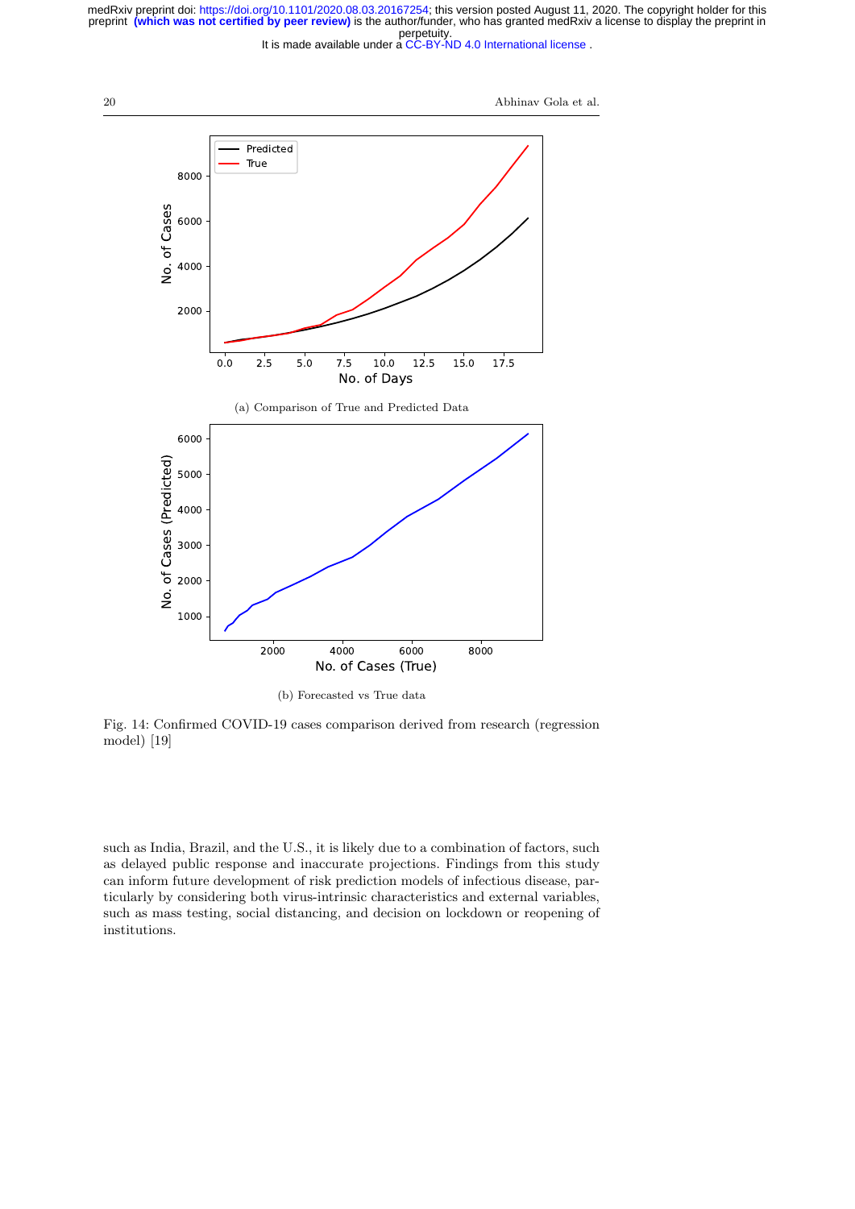Predicted
True

8000
6000
4000
2000

No. of Cases

0.0 2.5 5.0 7.5 10.0 12.5 15.0 17.5

No. of Days

(a) Comparison of True and Predicted Data

6000
5000
4000
3000
2000
1000

No. of Cases (Predicted)

2000 4000 6000 8000

No. of Cases (True)

(b) Forecasted vs True data

Fig. 14: Confirmed COVID-19 cases comparison derived from research (regression model) [19]

such as India, Brazil, and the U.S., it is likely due to a combination of factors, such as delayed public response and inaccurate projections. Findings from this study can inform future development of risk prediction models of infectious disease, particularly by considering both virus-intrinsic characteristics and external variables, such as mass testing, social distancing, and decision on lockdown or reopening of institutions.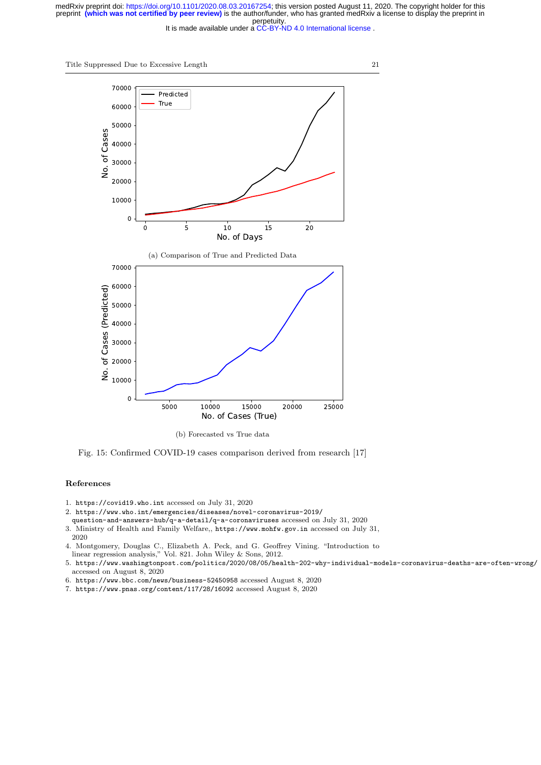Predicted
True

70000
60000
50000
40000
30000
20000
10000
0

No. of Cases

0
5
10
15
20

No. of Days

(a) Comparison of True and Predicted Data

70000
60000
50000
40000
30000
20000
10000
0

No. of Cases (Predicted)

5000
10000
15000
20000
25000

No. of Cases (True)

(b) Forecasted vs True data

Fig. 15: Confirmed COVID-19 cases comparison derived from research [17]

## References

1. https://covid19.who.int accessed on July 31, 2020
2. https://www.who.int/emergencies/diseases/novel-coronavirus-2019/question-and-answers-hub/q-a-detail/q-a-coronaviruses accessed on July 31, 2020
3. Ministry of Health and Family Welfare,, https://www.mohfw.gov.in accessed on July 31, 2020
4. Montgomery, Douglas C., Elizabeth A. Peck, and G. Geoffrey Vining. "Introduction to linear regression analysis," Vol. 821. John Wiley & Sons, 2012.
5. https://www.washingtonpost.com/politics/2020/08/05/health-202-why-individual-models-coronavirus-deaths-are-often-wrong/ accessed on August 8, 2020
6. https://www.bbc.com/news/business-52450958 accessed August 8, 2020
7. https://www.pnas.org/content/117/28/16092 accessed August 8, 2020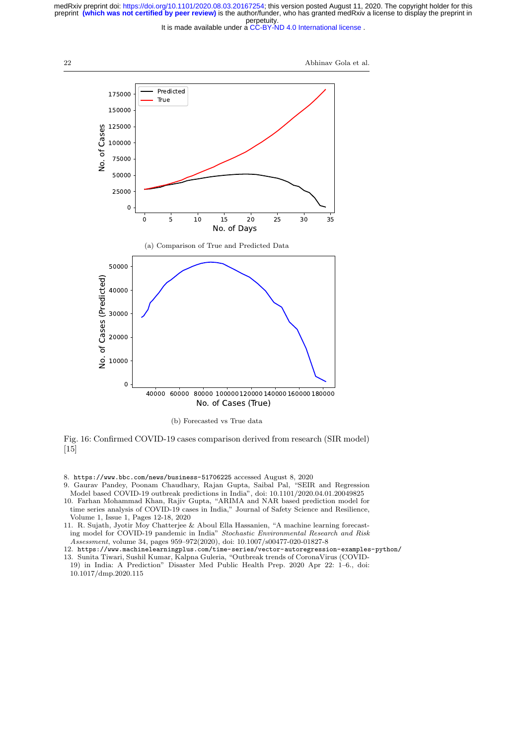Predicted
True

175000
150000
125000
100000
75000
50000
25000
0

No. of Cases

0 5 10 15 20 25 30 35

No. of Days

(a) Comparison of True and Predicted Data

50000
40000
30000
20000
10000
0

No. of Cases (Predicted)

40000 60000 80000 100000 120000 140000 160000 180000

No. of Cases (True)

(b) Forecasted vs True data

Fig. 16: Confirmed COVID-19 cases comparison derived from research (SIR model) [15]

8. https://www.bbc.com/news/business-51706225 accessed August 8, 2020
9. Gaurav Pandey, Poonam Chaudhary, Rajan Gupta, Saibal Pal, "SEIR and Regression Model based COVID-19 outbreak predictions in India", doi: 10.1101/2020.04.01.20049825
10. Farhan Mohammad Khan, Rajiv Gupta, "ARIMA and NAR based prediction model for time series analysis of COVID-19 cases in India," Journal of Safety Science and Resilience, Volume 1, Issue 1, Pages 12-18, 2020
11. R. Sujath, Jyotir Moy Chatterjee & Aboul Ella Hassanien, "A machine learning forecasting model for COVID-19 pandemic in India" *Stochastic Environmental Research and Risk Assessment*, volume 34, pages 959–972(2020), doi: 10.1007/s00477-020-01827-8
12. https://www.machinelearningplus.com/time-series/vector-autoregression-examples-python/
13. Sunita Tiwari, Sushil Kumar, Kalpna Guleria, "Outbreak trends of CoronaVirus (COVID-19) in India: A Prediction" Disaster Med Public Health Prep. 2020 Apr 22: 1–6., doi: 10.1017/dmp.2020.115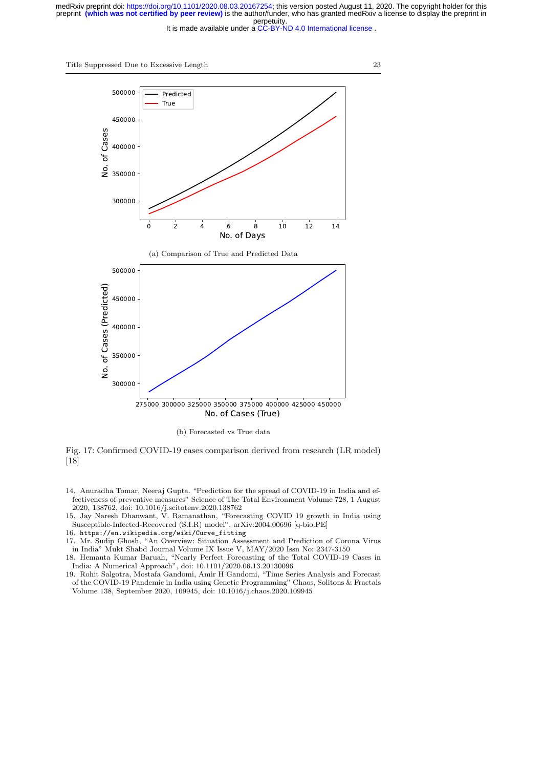500000
450000
400000
350000
300000

Predicted
True

No. of Cases

0 2 4 6 8 10 12 14

No. of Days

(a) Comparison of True and Predicted Data

500000
450000
400000
350000
300000

No. of Cases (Predicted)

275000 300000 325000 350000 375000 400000 425000 450000

No. of Cases (True)

(b) Forecasted vs True data

Fig. 17: Confirmed COVID-19 cases comparison derived from research (LR model) [18]

14. Anuradha Tomar, Neeraj Gupta. "Prediction for the spread of COVID-19 in India and effectiveness of preventive measures" Science of The Total Environment Volume 728, 1 August 2020, 138762, doi: 10.1016/j.scitotenv.2020.138762
15. Jay Naresh Dhanwant, V. Ramanathan, "Forecasting COVID 19 growth in India using Susceptible-Infected-Recovered (S.I.R) model", arXiv:2004.00696 [q-bio.PE]
16. https://en.wikipedia.org/wiki/Curve_fitting
17. Mr. Sudip Ghosh, "An Overview: Situation Assessment and Prediction of Corona Virus in India" Mukt Shabd Journal Volume IX Issue V, MAY/2020 Issn No: 2347-3150
18. Hemanta Kumar Baruah, "Nearly Perfect Forecasting of the Total COVID-19 Cases in India: A Numerical Approach", doi: 10.1101/2020.06.13.20130096
19. Rohit Salgotra, Mostafa Gandomi, Amir H Gandomi, "Time Series Analysis and Forecast of the COVID-19 Pandemic in India using Genetic Programming" Chaos, Solitons & Fractals Volume 138, September 2020, 109945, doi: 10.1016/j.chaos.2020.109945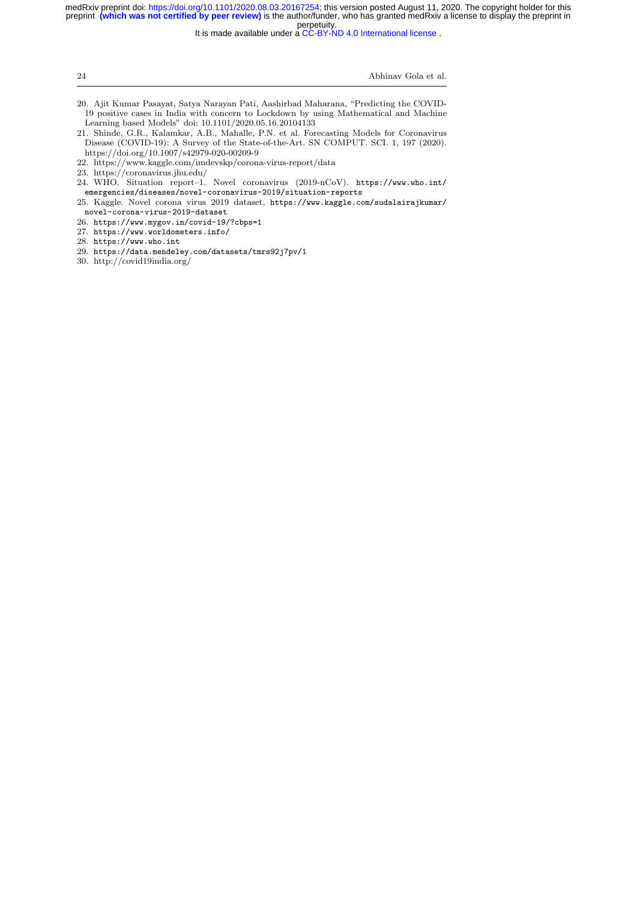20. Ajit Kumar Pasayat, Satya Narayan Pati, Aashirbad Maharana, "Predicting the COVID-19 positive cases in India with concern to Lockdown by using Mathematical and Machine Learning based Models" doi: 10.1101/2020.05.16.20104133
21. Shinde, G.R., Kalamkar, A.B., Mahalle, P.N. et al. Forecasting Models for Coronavirus Disease (COVID-19): A Survey of the State-of-the-Art. SN COMPUT. SCI. 1, 197 (2020). https://doi.org/10.1007/s42979-020-00209-9
22. https://www.kaggle.com/imdevskp/corona-virus-report/data
23. https://coronavirus.jhu.edu/
24. WHO. Situation report–1. Novel coronavirus (2019-nCoV). https://www.who.int/emergencies/diseases/novel-coronavirus-2019/situation-reports
25. Kaggle. Novel corona virus 2019 dataset, https://www.kaggle.com/sudalairajkumar/novel-corona-virus-2019-dataset
26. https://www.mygov.in/covid-19/?cbps=1
27. https://www.worldometers.info/
28. https://www.who.int
29. https://data.mendeley.com/datasets/tmrs92j7pv/1
30. http://covid19india.org/